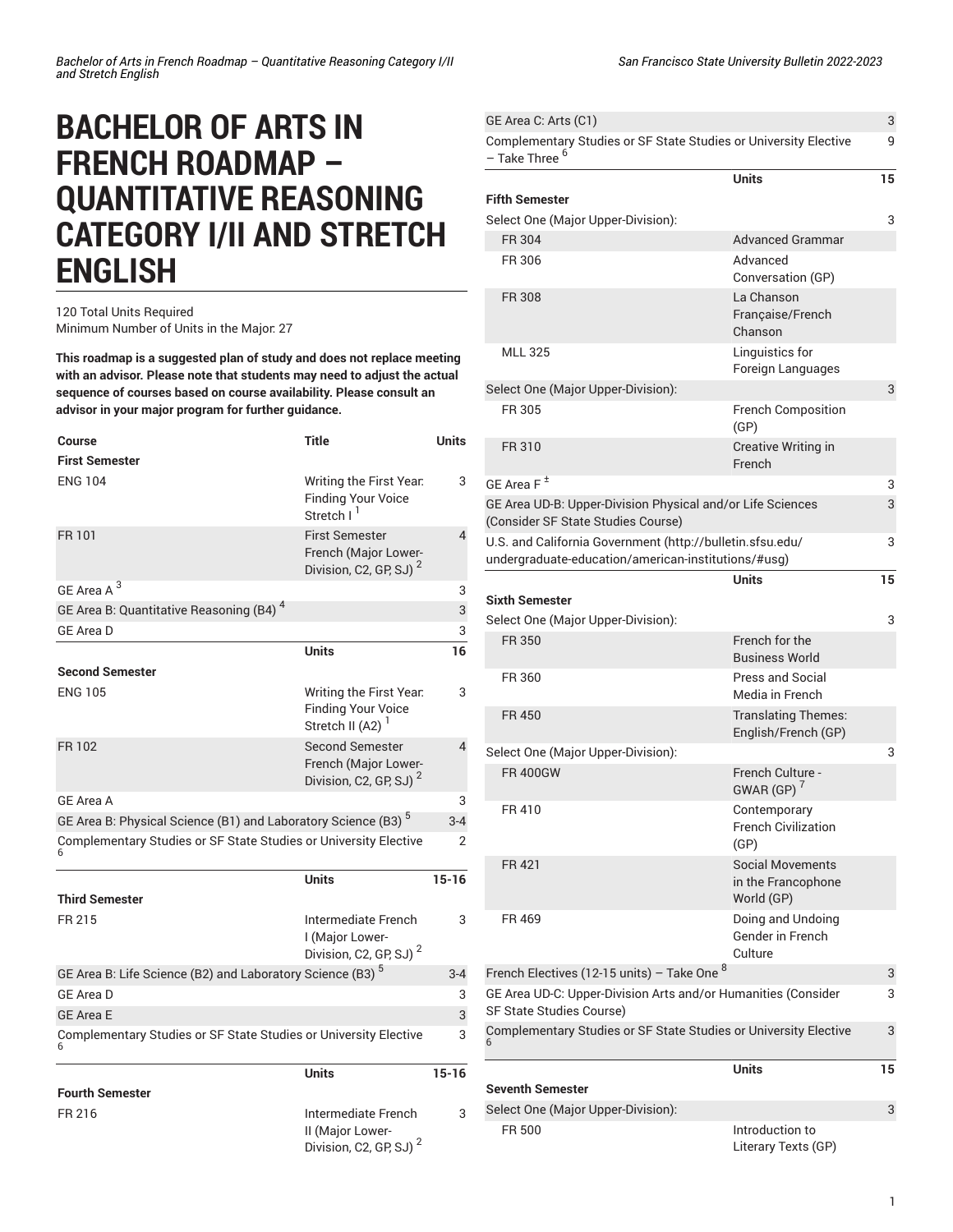# BACHELOR OF ARTS IN FRENCH ROADMAP – QUANTITATIVE REASONING CATEGORY I/II AND STRETCH ENGLISH

120 Total Units Required
Minimum Number of Units in the Major: 27

**This roadmap is a suggested plan of study and does not replace meeting with an advisor. Please note that students may need to adjust the actual sequence of courses based on course availability. Please consult an advisor in your major program for further guidance.**

| Course | Title | Units |
|---|---|---|
| **First Semester** | | |
| ENG 104 | Writing the First Year: Finding Your Voice Stretch I [1] | 3 |
| FR 101 | First Semester French (Major Lower-Division, C2, GP, SJ) [2] | 4 |
| GE Area A [3] | | 3 |
| GE Area B: Quantitative Reasoning (B4) [4] | | 3 |
| GE Area D | | 3 |
| | **Units** | **16** |
| **Second Semester** | | |
| ENG 105 | Writing the First Year: Finding Your Voice Stretch II (A2) [1] | 3 |
| FR 102 | Second Semester French (Major Lower-Division, C2, GP, SJ) [2] | 4 |
| GE Area A | | 3 |
| GE Area B: Physical Science (B1) and Laboratory Science (B3) [5] | | 3-4 |
| Complementary Studies or SF State Studies or University Elective [6] | | 2 |
| | **Units** | **15-16** |
| **Third Semester** | | |
| FR 215 | Intermediate French I (Major Lower-Division, C2, GP, SJ) [2] | 3 |
| GE Area B: Life Science (B2) and Laboratory Science (B3) [5] | | 3-4 |
| GE Area D | | 3 |
| GE Area E | | 3 |
| Complementary Studies or SF State Studies or University Elective [6] | | 3 |
| | **Units** | **15-16** |
| **Fourth Semester** | | |
| FR 216 | Intermediate French II (Major Lower-Division, C2, GP, SJ) [2] | 3 |
| GE Area C: Arts (C1) | | 3 |
| Complementary Studies or SF State Studies or University Elective – Take Three [6] | | 9 |
| | **Units** | **15** |
| **Fifth Semester** | | |
| Select One (Major Upper-Division): | | 3 |
| FR 304 | Advanced Grammar | |
| FR 306 | Advanced Conversation (GP) | |
| FR 308 | La Chanson Française/French Chanson | |
| MLL 325 | Linguistics for Foreign Languages | |
| Select One (Major Upper-Division): | | 3 |
| FR 305 | French Composition (GP) | |
| FR 310 | Creative Writing in French | |
| GE Area F [±] | | 3 |
| GE Area UD-B: Upper-Division Physical and/or Life Sciences (Consider SF State Studies Course) | | 3 |
| U.S. and California Government (http://bulletin.sfsu.edu/undergraduate-education/american-institutions/#usg) | | 3 |
| | **Units** | **15** |
| **Sixth Semester** | | |
| Select One (Major Upper-Division): | | 3 |
| FR 350 | French for the Business World | |
| FR 360 | Press and Social Media in French | |
| FR 450 | Translating Themes: English/French (GP) | |
| Select One (Major Upper-Division): | | 3 |
| FR 400GW | French Culture - GWAR (GP) [7] | |
| FR 410 | Contemporary French Civilization (GP) | |
| FR 421 | Social Movements in the Francophone World (GP) | |
| FR 469 | Doing and Undoing Gender in French Culture | |
| French Electives (12-15 units) – Take One [8] | | 3 |
| GE Area UD-C: Upper-Division Arts and/or Humanities (Consider SF State Studies Course) | | 3 |
| Complementary Studies or SF State Studies or University Elective [6] | | 3 |
| | **Units** | **15** |
| **Seventh Semester** | | |
| Select One (Major Upper-Division): | | 3 |
| FR 500 | Introduction to Literary Texts (GP) | |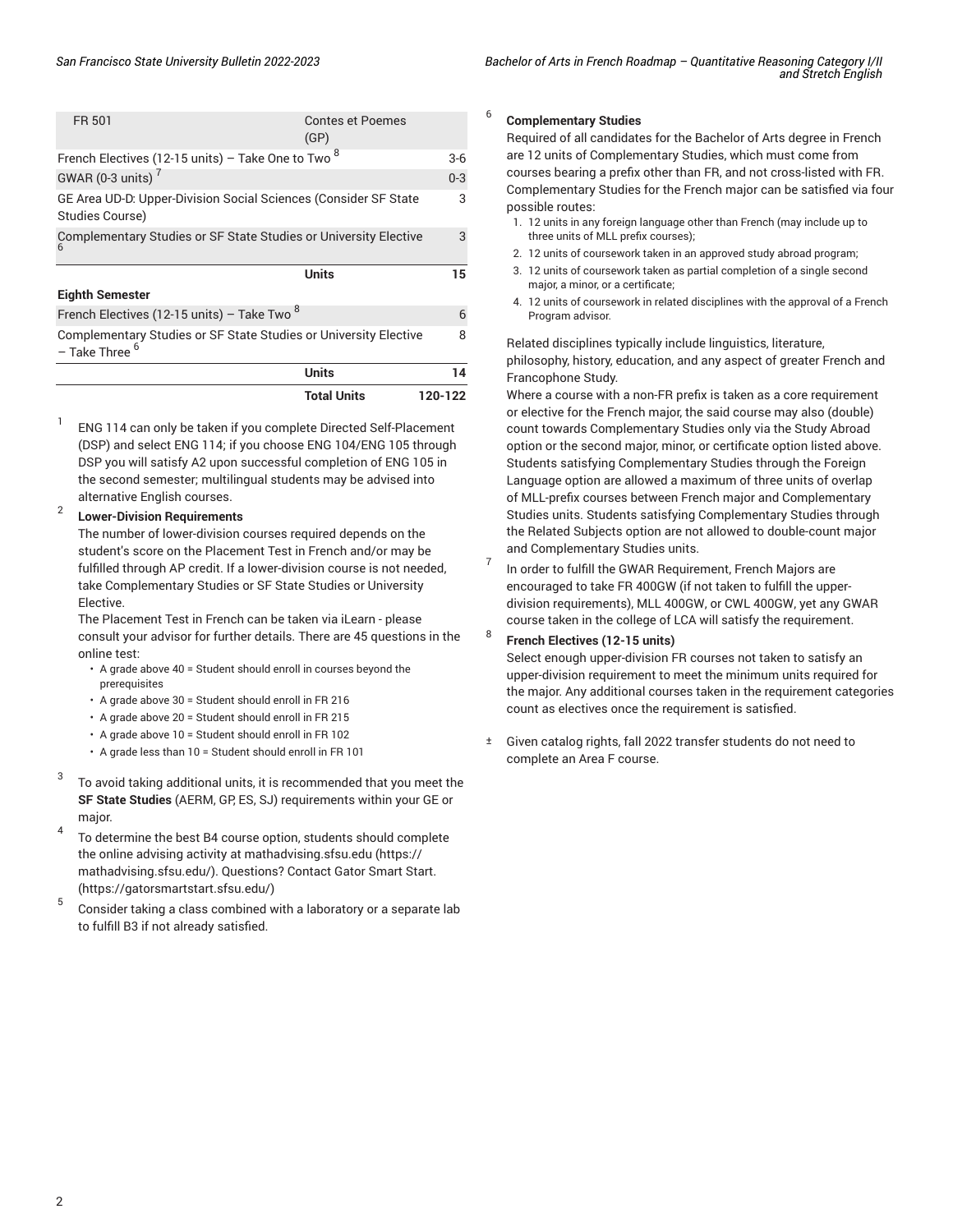| | | |
|---|---|---|
| FR 501 | Contes et Poemes (GP) | |
| French Electives (12-15 units) – Take One to Two [8] | | 3-6 |
| GWAR (0-3 units) [7] | | 0-3 |
| GE Area UD-D: Upper-Division Social Sciences (Consider SF State Studies Course) | | 3 |
| Complementary Studies or SF State Studies or University Elective [6] | | 3 |
| | Units | 15 |
| **Eighth Semester** | | |
| French Electives (12-15 units) – Take Two [8] | | 6 |
| Complementary Studies or SF State Studies or University Elective – Take Three [6] | | 8 |
| | Units | 14 |
| | Total Units | 120-122 |

1. ENG 114 can only be taken if you complete Directed Self-Placement (DSP) and select ENG 114; if you choose ENG 104/ENG 105 through DSP you will satisfy A2 upon successful completion of ENG 105 in the second semester; multilingual students may be advised into alternative English courses.

2. **Lower-Division Requirements**
   The number of lower-division courses required depends on the student's score on the Placement Test in French and/or may be fulfilled through AP credit. If a lower-division course is not needed, take Complementary Studies or SF State Studies or University Elective.
   The Placement Test in French can be taken via iLearn - please consult your advisor for further details. There are 45 questions in the online test:
   - A grade above 40 = Student should enroll in courses beyond the prerequisites
   - A grade above 30 = Student should enroll in FR 216
   - A grade above 20 = Student should enroll in FR 215
   - A grade above 10 = Student should enroll in FR 102
   - A grade less than 10 = Student should enroll in FR 101

3. To avoid taking additional units, it is recommended that you meet the **SF State Studies** (AERM, GP, ES, SJ) requirements within your GE or major.

4. To determine the best B4 course option, students should complete the online advising activity at mathadvising.sfsu.edu (https://mathadvising.sfsu.edu/). Questions? Contact Gator Smart Start. (https://gatorsmartstart.sfsu.edu/)

5. Consider taking a class combined with a laboratory or a separate lab to fulfill B3 if not already satisfied.

6. **Complementary Studies**
   Required of all candidates for the Bachelor of Arts degree in French are 12 units of Complementary Studies, which must come from courses bearing a prefix other than FR, and not cross-listed with FR. Complementary Studies for the French major can be satisfied via four possible routes:
   1. 12 units in any foreign language other than French (may include up to three units of MLL prefix courses);
   2. 12 units of coursework taken in an approved study abroad program;
   3. 12 units of coursework taken as partial completion of a single second major, a minor, or a certificate;
   4. 12 units of coursework in related disciplines with the approval of a French Program advisor.

   Related disciplines typically include linguistics, literature, philosophy, history, education, and any aspect of greater French and Francophone Study.
   Where a course with a non-FR prefix is taken as a core requirement or elective for the French major, the said course may also (double) count towards Complementary Studies only via the Study Abroad option or the second major, minor, or certificate option listed above. Students satisfying Complementary Studies through the Foreign Language option are allowed a maximum of three units of overlap of MLL-prefix courses between French major and Complementary Studies units. Students satisfying Complementary Studies through the Related Subjects option are not allowed to double-count major and Complementary Studies units.

7. In order to fulfill the GWAR Requirement, French Majors are encouraged to take FR 400GW (if not taken to fulfill the upper-division requirements), MLL 400GW, or CWL 400GW, yet any GWAR course taken in the college of LCA will satisfy the requirement.

8. **French Electives (12-15 units)**
   Select enough upper-division FR courses not taken to satisfy an upper-division requirement to meet the minimum units required for the major. Any additional courses taken in the requirement categories count as electives once the requirement is satisfied.

± Given catalog rights, fall 2022 transfer students do not need to complete an Area F course.